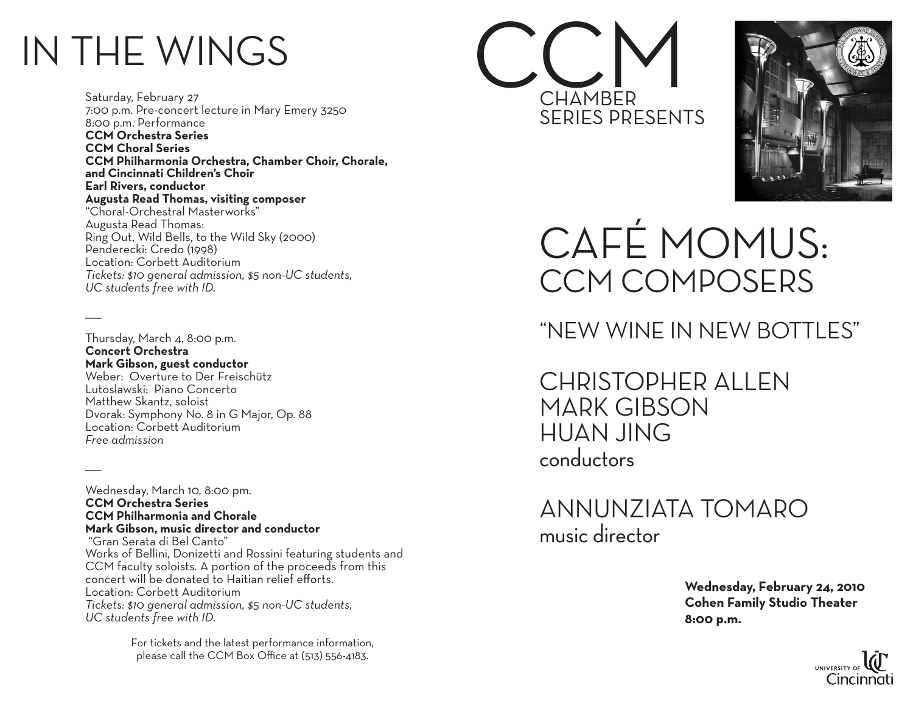# IN THE WINGS

Saturday, February 27
7:00 p.m. Pre-concert lecture in Mary Emery 3250
8:00 p.m. Performance
**CCM Orchestra Series**
**CCM Choral Series**
**CCM Philharmonia Orchestra, Chamber Choir, Chorale, and Cincinnati Children's Choir**
**Earl Rivers, conductor**
**Augusta Read Thomas, visiting composer**
"Choral-Orchestral Masterworks"
Augusta Read Thomas:
Ring Out, Wild Bells, to the Wild Sky (2000)
Penderecki: Credo (1998)
Location: Corbett Auditorium
*Tickets: $10 general admission, $5 non-UC students, UC students free with ID.*

—

Thursday, March 4, 8:00 p.m.
**Concert Orchestra**
**Mark Gibson, guest conductor**
Weber: Overture to Der Freischütz
Lutoslawski: Piano Concerto
Matthew Skantz, soloist
Dvorak: Symphony No. 8 in G Major, Op. 88
Location: Corbett Auditorium
*Free admission*

—

Wednesday, March 10, 8:00 pm.
**CCM Orchestra Series**
**CCM Philharmonia and Chorale**
**Mark Gibson, music director and conductor**
"Gran Serata di Bel Canto"
Works of Bellini, Donizetti and Rossini featuring students and CCM faculty soloists. A portion of the proceeds from this concert will be donated to Haitian relief efforts.
Location: Corbett Auditorium
*Tickets: $10 general admission, $5 non-UC students, UC students free with ID.*

For tickets and the latest performance information, please call the CCM Box Office at (513) 556-4183.

# CCM
CHAMBER
SERIES PRESENTS

# CAFÉ MOMUS: CCM COMPOSERS

## "NEW WINE IN NEW BOTTLES"

CHRISTOPHER ALLEN
MARK GIBSON
HUAN JING
conductors

ANNUNZIATA TOMARO
music director

**Wednesday, February 24, 2010**
**Cohen Family Studio Theater**
**8:00 p.m.**

University of Cincinnati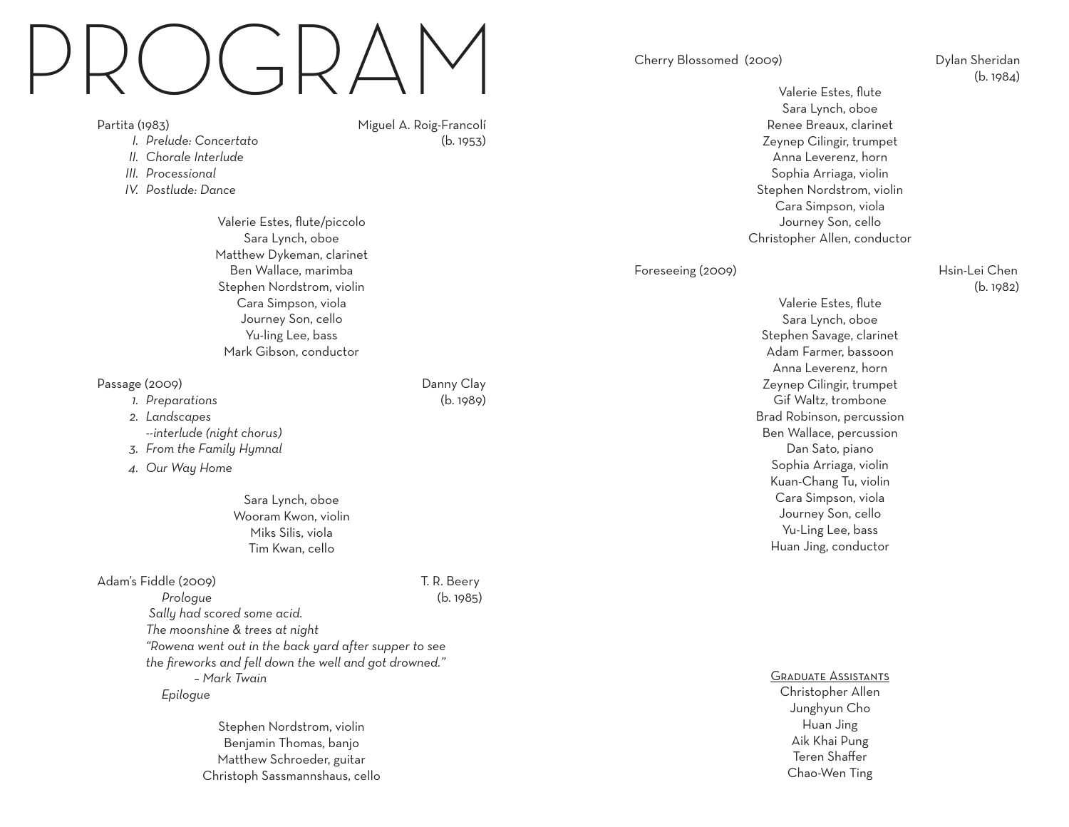# PROGRAM

Partita (1983) — Miguel A. Roig-Francolí (b. 1953)

*I. Prelude: Concertato*
*II. Chorale Interlude*
*III. Processional*
*IV. Postlude: Dance*

Valerie Estes, flute/piccolo
Sara Lynch, oboe
Matthew Dykeman, clarinet
Ben Wallace, marimba
Stephen Nordstrom, violin
Cara Simpson, viola
Journey Son, cello
Yu-ling Lee, bass
Mark Gibson, conductor

Passage (2009) — Danny Clay (b. 1989)

*1. Preparations*
*2. Landscapes*
*--interlude (night chorus)*
*3. From the Family Hymnal*
*4. Our Way Home*

Sara Lynch, oboe
Wooram Kwon, violin
Miks Silis, viola
Tim Kwan, cello

Adam's Fiddle (2009) — T. R. Beery (b. 1985)

*Prologue*
*Sally had scored some acid.*
*The moonshine & trees at night*
*"Rowena went out in the back yard after supper to see the fireworks and fell down the well and got drowned."*
*– Mark Twain*
*Epilogue*

Stephen Nordstrom, violin
Benjamin Thomas, banjo
Matthew Schroeder, guitar
Christoph Sassmannshaus, cello

Cherry Blossomed (2009) — Dylan Sheridan (b. 1984)

Valerie Estes, flute
Sara Lynch, oboe
Renee Breaux, clarinet
Zeynep Cilingir, trumpet
Anna Leverenz, horn
Sophia Arriaga, violin
Stephen Nordstrom, violin
Cara Simpson, viola
Journey Son, cello
Christopher Allen, conductor

Foreseeing (2009) — Hsin-Lei Chen (b. 1982)

Valerie Estes, flute
Sara Lynch, oboe
Stephen Savage, clarinet
Adam Farmer, bassoon
Anna Leverenz, horn
Zeynep Cilingir, trumpet
Gif Waltz, trombone
Brad Robinson, percussion
Ben Wallace, percussion
Dan Sato, piano
Sophia Arriaga, violin
Kuan-Chang Tu, violin
Cara Simpson, viola
Journey Son, cello
Yu-Ling Lee, bass
Huan Jing, conductor

Graduate Assistants

Christopher Allen
Junghyun Cho
Huan Jing
Aik Khai Pung
Teren Shaffer
Chao-Wen Ting